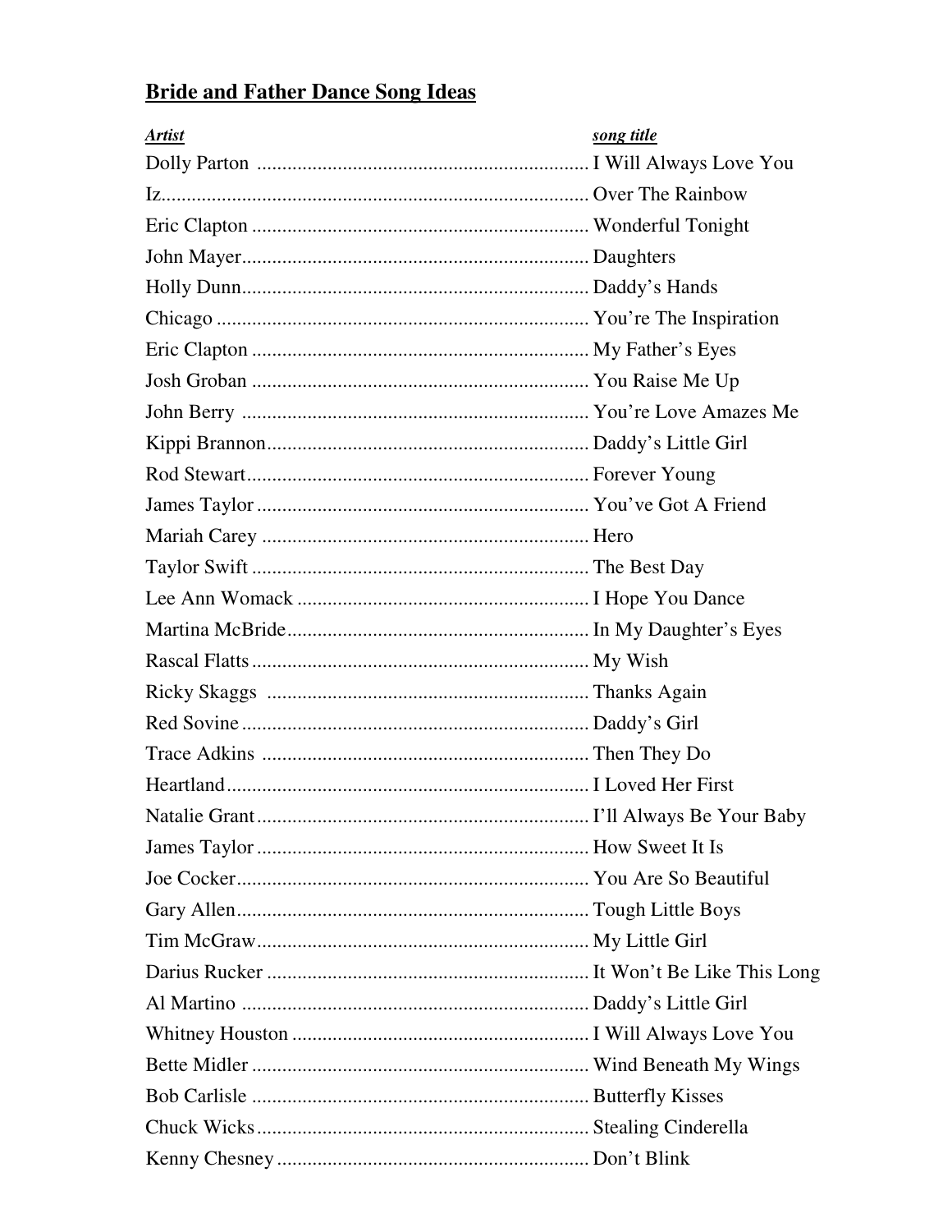## Bride and Father Dance Song Ideas

| *Artist* | *song title* |
|---|---|
| Dolly Parton | I Will Always Love You |
| Iz | Over The Rainbow |
| Eric Clapton | Wonderful Tonight |
| John Mayer | Daughters |
| Holly Dunn | Daddy's Hands |
| Chicago | You're The Inspiration |
| Eric Clapton | My Father's Eyes |
| Josh Groban | You Raise Me Up |
| John Berry | You're Love Amazes Me |
| Kippi Brannon | Daddy's Little Girl |
| Rod Stewart | Forever Young |
| James Taylor | You've Got A Friend |
| Mariah Carey | Hero |
| Taylor Swift | The Best Day |
| Lee Ann Womack | I Hope You Dance |
| Martina McBride | In My Daughter's Eyes |
| Rascal Flatts | My Wish |
| Ricky Skaggs | Thanks Again |
| Red Sovine | Daddy's Girl |
| Trace Adkins | Then They Do |
| Heartland | I Loved Her First |
| Natalie Grant | I'll Always Be Your Baby |
| James Taylor | How Sweet It Is |
| Joe Cocker | You Are So Beautiful |
| Gary Allen | Tough Little Boys |
| Tim McGraw | My Little Girl |
| Darius Rucker | It Won't Be Like This Long |
| Al Martino | Daddy's Little Girl |
| Whitney Houston | I Will Always Love You |
| Bette Midler | Wind Beneath My Wings |
| Bob Carlisle | Butterfly Kisses |
| Chuck Wicks | Stealing Cinderella |
| Kenny Chesney | Don't Blink |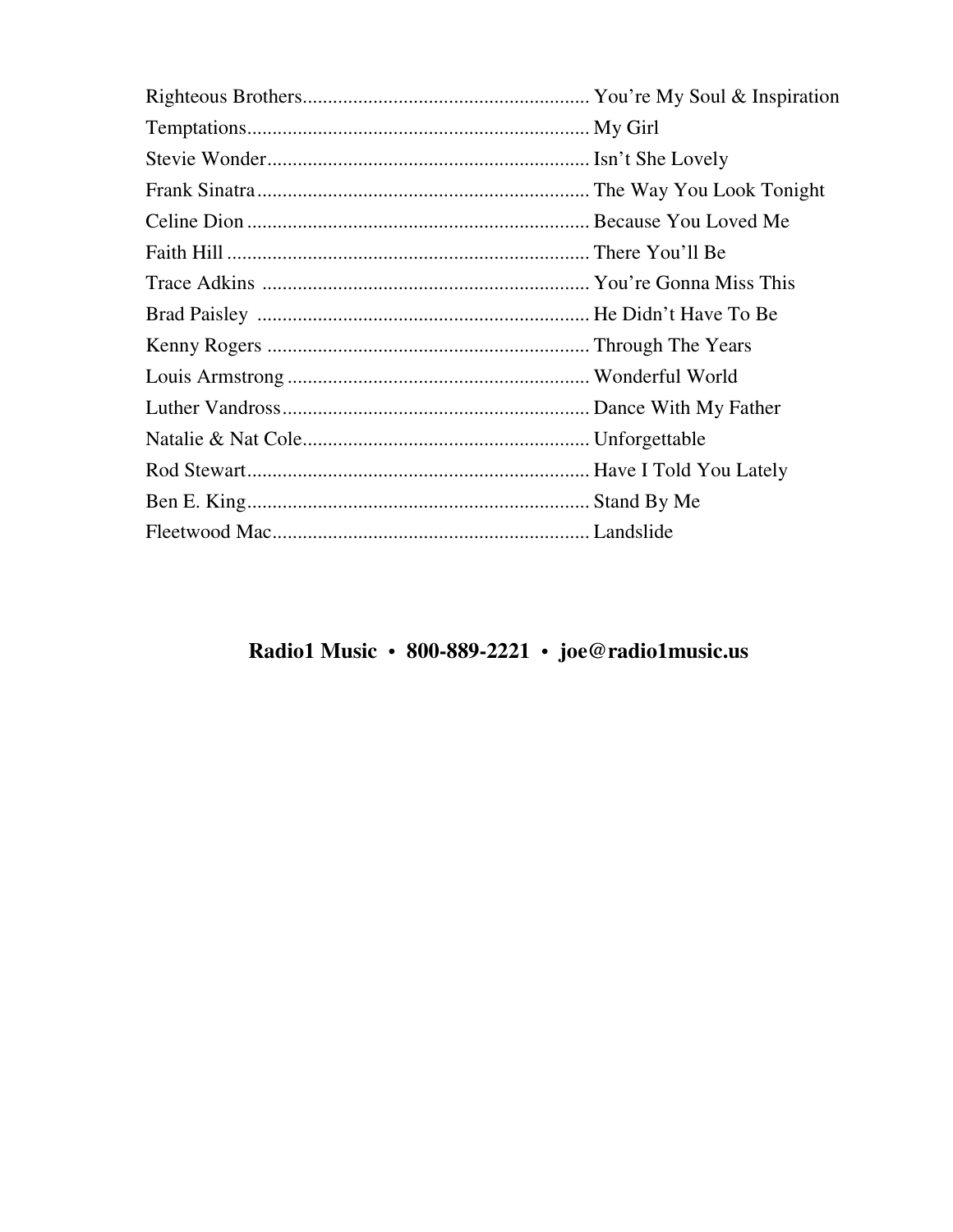| | |
|---|---|
| Righteous Brothers | You're My Soul & Inspiration |
| Temptations | My Girl |
| Stevie Wonder | Isn't She Lovely |
| Frank Sinatra | The Way You Look Tonight |
| Celine Dion | Because You Loved Me |
| Faith Hill | There You'll Be |
| Trace Adkins | You're Gonna Miss This |
| Brad Paisley | He Didn't Have To Be |
| Kenny Rogers | Through The Years |
| Louis Armstrong | Wonderful World |
| Luther Vandross | Dance With My Father |
| Natalie & Nat Cole | Unforgettable |
| Rod Stewart | Have I Told You Lately |
| Ben E. King | Stand By Me |
| Fleetwood Mac | Landslide |

**Radio1 Music • 800-889-2221 • joe@radio1music.us**